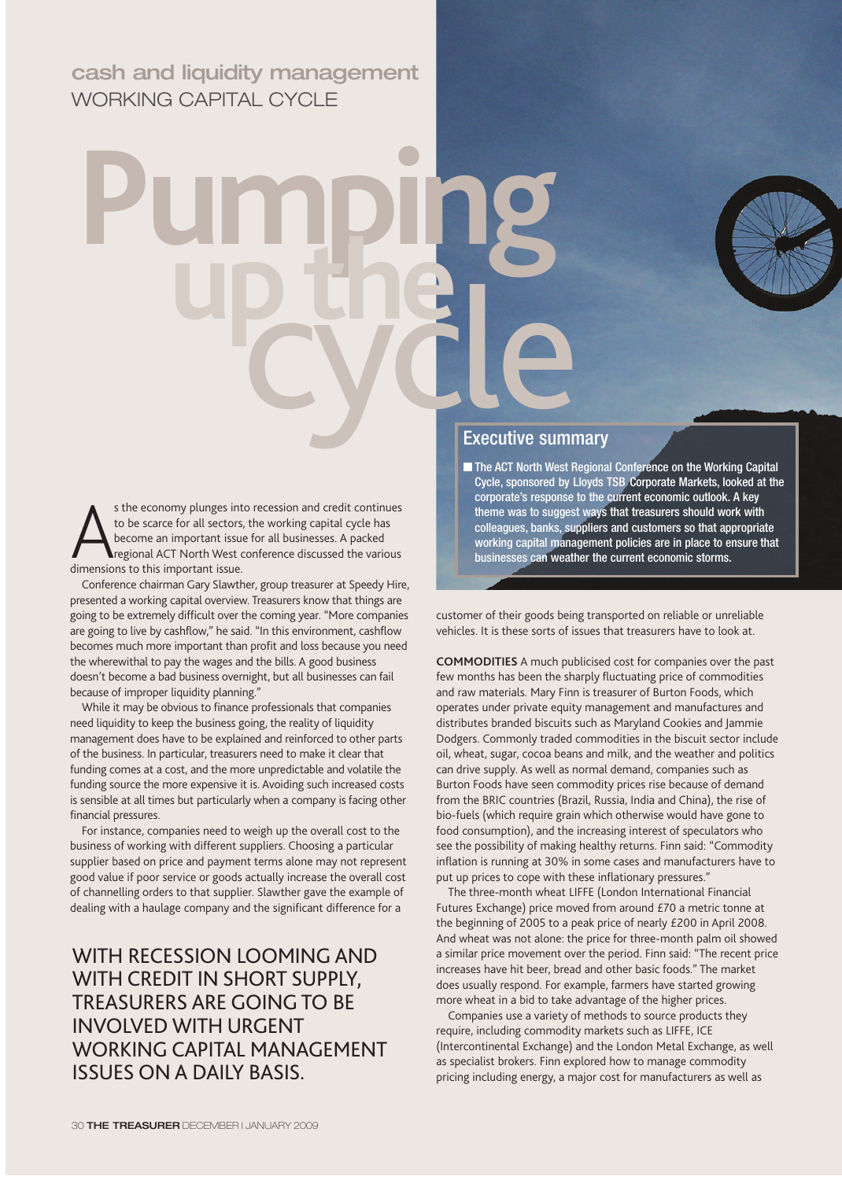cash and liquidity management
WORKING CAPITAL CYCLE

# Pumping up the cycle

## Executive summary

- The ACT North West Regional Conference on the Working Capital Cycle, sponsored by Lloyds TSB Corporate Markets, looked at the corporate's response to the current economic outlook. A key theme was to suggest ways that treasurers should work with colleagues, banks, suppliers and customers so that appropriate working capital management policies are in place to ensure that businesses can weather the current economic storms.

As the economy plunges into recession and credit continues to be scarce for all sectors, the working capital cycle has become an important issue for all businesses. A packed regional ACT North West conference discussed the various dimensions to this important issue.

Conference chairman Gary Slawther, group treasurer at Speedy Hire, presented a working capital overview. Treasurers know that things are going to be extremely difficult over the coming year. "More companies are going to live by cashflow," he said. "In this environment, cashflow becomes much more important than profit and loss because you need the wherewithal to pay the wages and the bills. A good business doesn't become a bad business overnight, but all businesses can fail because of improper liquidity planning."

While it may be obvious to finance professionals that companies need liquidity to keep the business going, the reality of liquidity management does have to be explained and reinforced to other parts of the business. In particular, treasurers need to make it clear that funding comes at a cost, and the more unpredictable and volatile the funding source the more expensive it is. Avoiding such increased costs is sensible at all times but particularly when a company is facing other financial pressures.

For instance, companies need to weigh up the overall cost to the business of working with different suppliers. Choosing a particular supplier based on price and payment terms alone may not represent good value if poor service or goods actually increase the overall cost of channelling orders to that supplier. Slawther gave the example of dealing with a haulage company and the significant difference for a customer of their goods being transported on reliable or unreliable vehicles. It is these sorts of issues that treasurers have to look at.

> WITH RECESSION LOOMING AND WITH CREDIT IN SHORT SUPPLY, TREASURERS ARE GOING TO BE INVOLVED WITH URGENT WORKING CAPITAL MANAGEMENT ISSUES ON A DAILY BASIS.

**COMMODITIES** A much publicised cost for companies over the past few months has been the sharply fluctuating price of commodities and raw materials. Mary Finn is treasurer of Burton Foods, which operates under private equity management and manufactures and distributes branded biscuits such as Maryland Cookies and Jammie Dodgers. Commonly traded commodities in the biscuit sector include oil, wheat, sugar, cocoa beans and milk, and the weather and politics can drive supply. As well as normal demand, companies such as Burton Foods have seen commodity prices rise because of demand from the BRIC countries (Brazil, Russia, India and China), the rise of bio-fuels (which require grain which otherwise would have gone to food consumption), and the increasing interest of speculators who see the possibility of making healthy returns. Finn said: "Commodity inflation is running at 30% in some cases and manufacturers have to put up prices to cope with these inflationary pressures."

The three-month wheat LIFFE (London International Financial Futures Exchange) price moved from around £70 a metric tonne at the beginning of 2005 to a peak price of nearly £200 in April 2008. And wheat was not alone: the price for three-month palm oil showed a similar price movement over the period. Finn said: "The recent price increases have hit beer, bread and other basic foods." The market does usually respond. For example, farmers have started growing more wheat in a bid to take advantage of the higher prices.

Companies use a variety of methods to source products they require, including commodity markets such as LIFFE, ICE (Intercontinental Exchange) and the London Metal Exchange, as well as specialist brokers. Finn explored how to manage commodity pricing including energy, a major cost for manufacturers as well as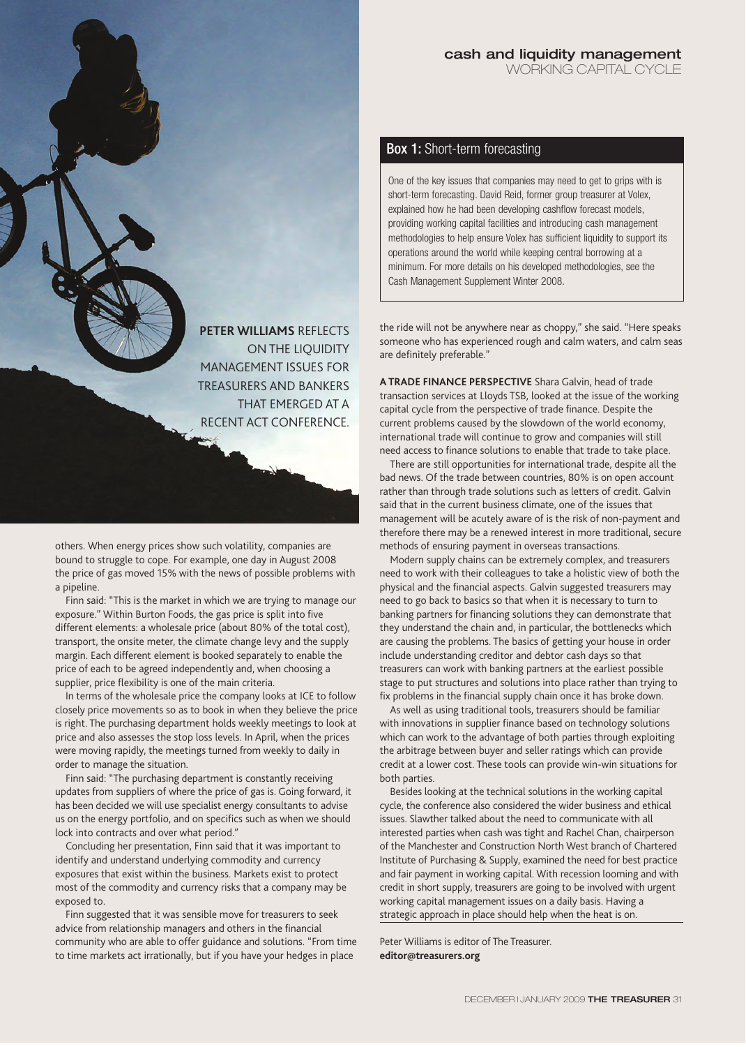**PETER WILLIAMS** REFLECTS ON THE LIQUIDITY MANAGEMENT ISSUES FOR TREASURERS AND BANKERS THAT EMERGED AT A RECENT ACT CONFERENCE.

others. When energy prices show such volatility, companies are bound to struggle to cope. For example, one day in August 2008 the price of gas moved 15% with the news of possible problems with a pipeline.

Finn said: "This is the market in which we are trying to manage our exposure." Within Burton Foods, the gas price is split into five different elements: a wholesale price (about 80% of the total cost), transport, the onsite meter, the climate change levy and the supply margin. Each different element is booked separately to enable the price of each to be agreed independently and, when choosing a supplier, price flexibility is one of the main criteria.

In terms of the wholesale price the company looks at ICE to follow closely price movements so as to book in when they believe the price is right. The purchasing department holds weekly meetings to look at price and also assesses the stop loss levels. In April, when the prices were moving rapidly, the meetings turned from weekly to daily in order to manage the situation.

Finn said: "The purchasing department is constantly receiving updates from suppliers of where the price of gas is. Going forward, it has been decided we will use specialist energy consultants to advise us on the energy portfolio, and on specifics such as when we should lock into contracts and over what period."

Concluding her presentation, Finn said that it was important to identify and understand underlying commodity and currency exposures that exist within the business. Markets exist to protect most of the commodity and currency risks that a company may be exposed to.

Finn suggested that it was sensible move for treasurers to seek advice from relationship managers and others in the financial community who are able to offer guidance and solutions. "From time to time markets act irrationally, but if you have your hedges in place the ride will not be anywhere near as choppy," she said. "Here speaks someone who has experienced rough and calm waters, and calm seas are definitely preferable."

**A TRADE FINANCE PERSPECTIVE** Shara Galvin, head of trade transaction services at Lloyds TSB, looked at the issue of the working capital cycle from the perspective of trade finance. Despite the current problems caused by the slowdown of the world economy, international trade will continue to grow and companies will still need access to finance solutions to enable that trade to take place.

There are still opportunities for international trade, despite all the bad news. Of the trade between countries, 80% is on open account rather than through trade solutions such as letters of credit. Galvin said that in the current business climate, one of the issues that management will be acutely aware of is the risk of non-payment and therefore there may be a renewed interest in more traditional, secure methods of ensuring payment in overseas transactions.

Modern supply chains can be extremely complex, and treasurers need to work with their colleagues to take a holistic view of both the physical and the financial aspects. Galvin suggested treasurers may need to go back to basics so that when it is necessary to turn to banking partners for financing solutions they can demonstrate that they understand the chain and, in particular, the bottlenecks which are causing the problems. The basics of getting your house in order include understanding creditor and debtor cash days so that treasurers can work with banking partners at the earliest possible stage to put structures and solutions into place rather than trying to fix problems in the financial supply chain once it has broke down.

As well as using traditional tools, treasurers should be familiar with innovations in supplier finance based on technology solutions which can work to the advantage of both parties through exploiting the arbitrage between buyer and seller ratings which can provide credit at a lower cost. These tools can provide win-win situations for both parties.

Besides looking at the technical solutions in the working capital cycle, the conference also considered the wider business and ethical issues. Slawther talked about the need to communicate with all interested parties when cash was tight and Rachel Chan, chairperson of the Manchester and Construction North West branch of Chartered Institute of Purchasing & Supply, examined the need for best practice and fair payment in working capital. With recession looming and with credit in short supply, treasurers are going to be involved with urgent working capital management issues on a daily basis. Having a strategic approach in place should help when the heat is on.

### Box 1: Short-term forecasting

One of the key issues that companies may need to get to grips with is short-term forecasting. David Reid, former group treasurer at Volex, explained how he had been developing cashflow forecast models, providing working capital facilities and introducing cash management methodologies to help ensure Volex has sufficient liquidity to support its operations around the world while keeping central borrowing at a minimum. For more details on his developed methodologies, see the Cash Management Supplement Winter 2008.

Peter Williams is editor of The Treasurer.
**editor@treasurers.org**